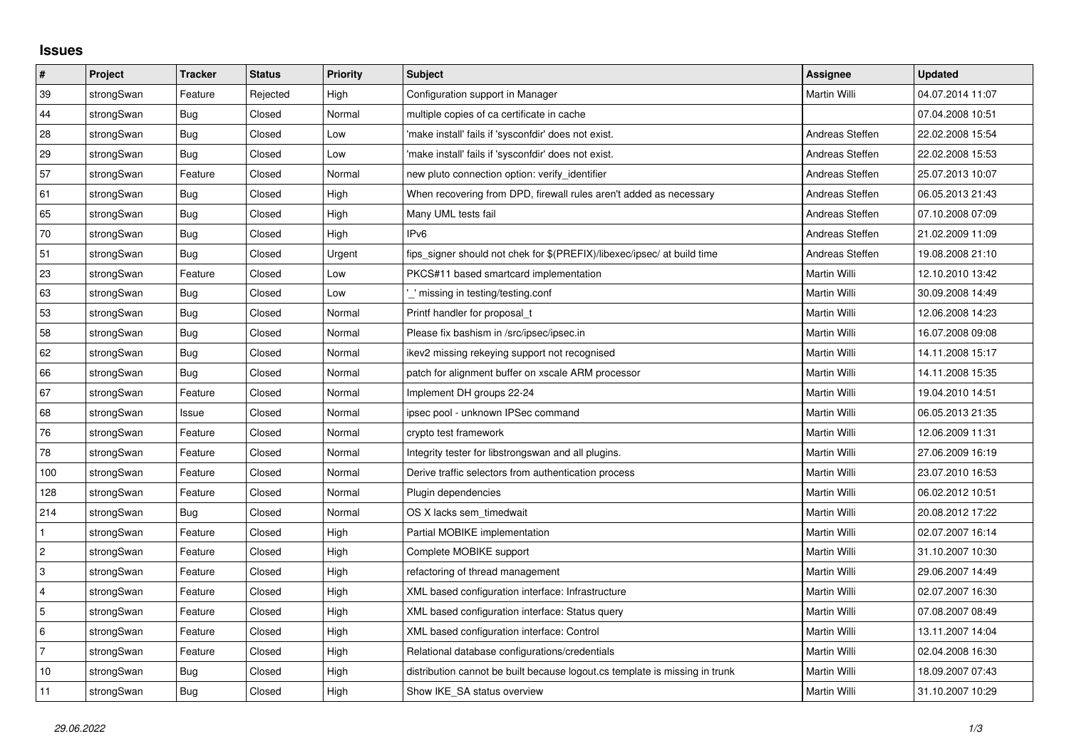## Issues

| # | Project | Tracker | Status | Priority | Subject | Assignee | Updated |
|---|---|---|---|---|---|---|---|
| 39 | strongSwan | Feature | Rejected | High | Configuration support in Manager | Martin Willi | 04.07.2014 11:07 |
| 44 | strongSwan | Bug | Closed | Normal | multiple copies of ca certificate in cache | | 07.04.2008 10:51 |
| 28 | strongSwan | Bug | Closed | Low | 'make install' fails if 'sysconfdir' does not exist. | Andreas Steffen | 22.02.2008 15:54 |
| 29 | strongSwan | Bug | Closed | Low | 'make install' fails if 'sysconfdir' does not exist. | Andreas Steffen | 22.02.2008 15:53 |
| 57 | strongSwan | Feature | Closed | Normal | new pluto connection option: verify_identifier | Andreas Steffen | 25.07.2013 10:07 |
| 61 | strongSwan | Bug | Closed | High | When recovering from DPD, firewall rules aren't added as necessary | Andreas Steffen | 06.05.2013 21:43 |
| 65 | strongSwan | Bug | Closed | High | Many UML tests fail | Andreas Steffen | 07.10.2008 07:09 |
| 70 | strongSwan | Bug | Closed | High | IPv6 | Andreas Steffen | 21.02.2009 11:09 |
| 51 | strongSwan | Bug | Closed | Urgent | fips_signer should not chek for $(PREFIX)/libexec/ipsec/ at build time | Andreas Steffen | 19.08.2008 21:10 |
| 23 | strongSwan | Feature | Closed | Low | PKCS#11 based smartcard implementation | Martin Willi | 12.10.2010 13:42 |
| 63 | strongSwan | Bug | Closed | Low | '_' missing in testing/testing.conf | Martin Willi | 30.09.2008 14:49 |
| 53 | strongSwan | Bug | Closed | Normal | Printf handler for proposal_t | Martin Willi | 12.06.2008 14:23 |
| 58 | strongSwan | Bug | Closed | Normal | Please fix bashism in /src/ipsec/ipsec.in | Martin Willi | 16.07.2008 09:08 |
| 62 | strongSwan | Bug | Closed | Normal | ikev2 missing rekeying support not recognised | Martin Willi | 14.11.2008 15:17 |
| 66 | strongSwan | Bug | Closed | Normal | patch for alignment buffer on xscale ARM processor | Martin Willi | 14.11.2008 15:35 |
| 67 | strongSwan | Feature | Closed | Normal | Implement DH groups 22-24 | Martin Willi | 19.04.2010 14:51 |
| 68 | strongSwan | Issue | Closed | Normal | ipsec pool - unknown IPSec command | Martin Willi | 06.05.2013 21:35 |
| 76 | strongSwan | Feature | Closed | Normal | crypto test framework | Martin Willi | 12.06.2009 11:31 |
| 78 | strongSwan | Feature | Closed | Normal | Integrity tester for libstrongswan and all plugins. | Martin Willi | 27.06.2009 16:19 |
| 100 | strongSwan | Feature | Closed | Normal | Derive traffic selectors from authentication process | Martin Willi | 23.07.2010 16:53 |
| 128 | strongSwan | Feature | Closed | Normal | Plugin dependencies | Martin Willi | 06.02.2012 10:51 |
| 214 | strongSwan | Bug | Closed | Normal | OS X lacks sem_timedwait | Martin Willi | 20.08.2012 17:22 |
| 1 | strongSwan | Feature | Closed | High | Partial MOBIKE implementation | Martin Willi | 02.07.2007 16:14 |
| 2 | strongSwan | Feature | Closed | High | Complete MOBIKE support | Martin Willi | 31.10.2007 10:30 |
| 3 | strongSwan | Feature | Closed | High | refactoring of thread management | Martin Willi | 29.06.2007 14:49 |
| 4 | strongSwan | Feature | Closed | High | XML based configuration interface: Infrastructure | Martin Willi | 02.07.2007 16:30 |
| 5 | strongSwan | Feature | Closed | High | XML based configuration interface: Status query | Martin Willi | 07.08.2007 08:49 |
| 6 | strongSwan | Feature | Closed | High | XML based configuration interface: Control | Martin Willi | 13.11.2007 14:04 |
| 7 | strongSwan | Feature | Closed | High | Relational database configurations/credentials | Martin Willi | 02.04.2008 16:30 |
| 10 | strongSwan | Bug | Closed | High | distribution cannot be built because logout.cs template is missing in trunk | Martin Willi | 18.09.2007 07:43 |
| 11 | strongSwan | Bug | Closed | High | Show IKE_SA status overview | Martin Willi | 31.10.2007 10:29 |

*29.06.2022*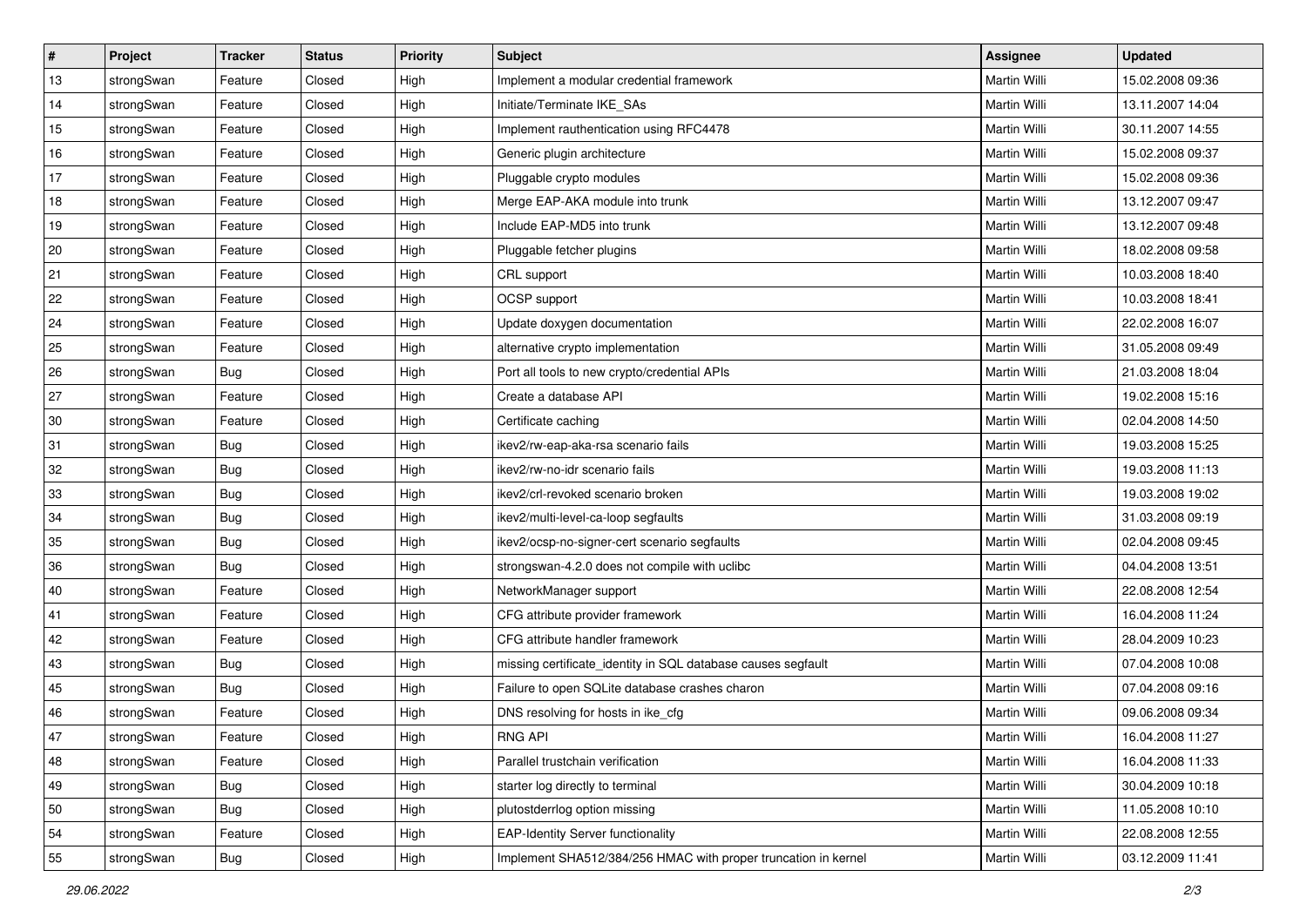| # | Project | Tracker | Status | Priority | Subject | Assignee | Updated |
|---|---|---|---|---|---|---|---|
| 13 | strongSwan | Feature | Closed | High | Implement a modular credential framework | Martin Willi | 15.02.2008 09:36 |
| 14 | strongSwan | Feature | Closed | High | Initiate/Terminate IKE_SAs | Martin Willi | 13.11.2007 14:04 |
| 15 | strongSwan | Feature | Closed | High | Implement rauthentication using RFC4478 | Martin Willi | 30.11.2007 14:55 |
| 16 | strongSwan | Feature | Closed | High | Generic plugin architecture | Martin Willi | 15.02.2008 09:37 |
| 17 | strongSwan | Feature | Closed | High | Pluggable crypto modules | Martin Willi | 15.02.2008 09:36 |
| 18 | strongSwan | Feature | Closed | High | Merge EAP-AKA module into trunk | Martin Willi | 13.12.2007 09:47 |
| 19 | strongSwan | Feature | Closed | High | Include EAP-MD5 into trunk | Martin Willi | 13.12.2007 09:48 |
| 20 | strongSwan | Feature | Closed | High | Pluggable fetcher plugins | Martin Willi | 18.02.2008 09:58 |
| 21 | strongSwan | Feature | Closed | High | CRL support | Martin Willi | 10.03.2008 18:40 |
| 22 | strongSwan | Feature | Closed | High | OCSP support | Martin Willi | 10.03.2008 18:41 |
| 24 | strongSwan | Feature | Closed | High | Update doxygen documentation | Martin Willi | 22.02.2008 16:07 |
| 25 | strongSwan | Feature | Closed | High | alternative crypto implementation | Martin Willi | 31.05.2008 09:49 |
| 26 | strongSwan | Bug | Closed | High | Port all tools to new crypto/credential APIs | Martin Willi | 21.03.2008 18:04 |
| 27 | strongSwan | Feature | Closed | High | Create a database API | Martin Willi | 19.02.2008 15:16 |
| 30 | strongSwan | Feature | Closed | High | Certificate caching | Martin Willi | 02.04.2008 14:50 |
| 31 | strongSwan | Bug | Closed | High | ikev2/rw-eap-aka-rsa scenario fails | Martin Willi | 19.03.2008 15:25 |
| 32 | strongSwan | Bug | Closed | High | ikev2/rw-no-idr scenario fails | Martin Willi | 19.03.2008 11:13 |
| 33 | strongSwan | Bug | Closed | High | ikev2/crl-revoked scenario broken | Martin Willi | 19.03.2008 19:02 |
| 34 | strongSwan | Bug | Closed | High | ikev2/multi-level-ca-loop segfaults | Martin Willi | 31.03.2008 09:19 |
| 35 | strongSwan | Bug | Closed | High | ikev2/ocsp-no-signer-cert scenario segfaults | Martin Willi | 02.04.2008 09:45 |
| 36 | strongSwan | Bug | Closed | High | strongswan-4.2.0 does not compile with uclibc | Martin Willi | 04.04.2008 13:51 |
| 40 | strongSwan | Feature | Closed | High | NetworkManager support | Martin Willi | 22.08.2008 12:54 |
| 41 | strongSwan | Feature | Closed | High | CFG attribute provider framework | Martin Willi | 16.04.2008 11:24 |
| 42 | strongSwan | Feature | Closed | High | CFG attribute handler framework | Martin Willi | 28.04.2009 10:23 |
| 43 | strongSwan | Bug | Closed | High | missing certificate_identity in SQL database causes segfault | Martin Willi | 07.04.2008 10:08 |
| 45 | strongSwan | Bug | Closed | High | Failure to open SQLite database crashes charon | Martin Willi | 07.04.2008 09:16 |
| 46 | strongSwan | Feature | Closed | High | DNS resolving for hosts in ike_cfg | Martin Willi | 09.06.2008 09:34 |
| 47 | strongSwan | Feature | Closed | High | RNG API | Martin Willi | 16.04.2008 11:27 |
| 48 | strongSwan | Feature | Closed | High | Parallel trustchain verification | Martin Willi | 16.04.2008 11:33 |
| 49 | strongSwan | Bug | Closed | High | starter log directly to terminal | Martin Willi | 30.04.2009 10:18 |
| 50 | strongSwan | Bug | Closed | High | plutostderrlog option missing | Martin Willi | 11.05.2008 10:10 |
| 54 | strongSwan | Feature | Closed | High | EAP-Identity Server functionality | Martin Willi | 22.08.2008 12:55 |
| 55 | strongSwan | Bug | Closed | High | Implement SHA512/384/256 HMAC with proper truncation in kernel | Martin Willi | 03.12.2009 11:41 |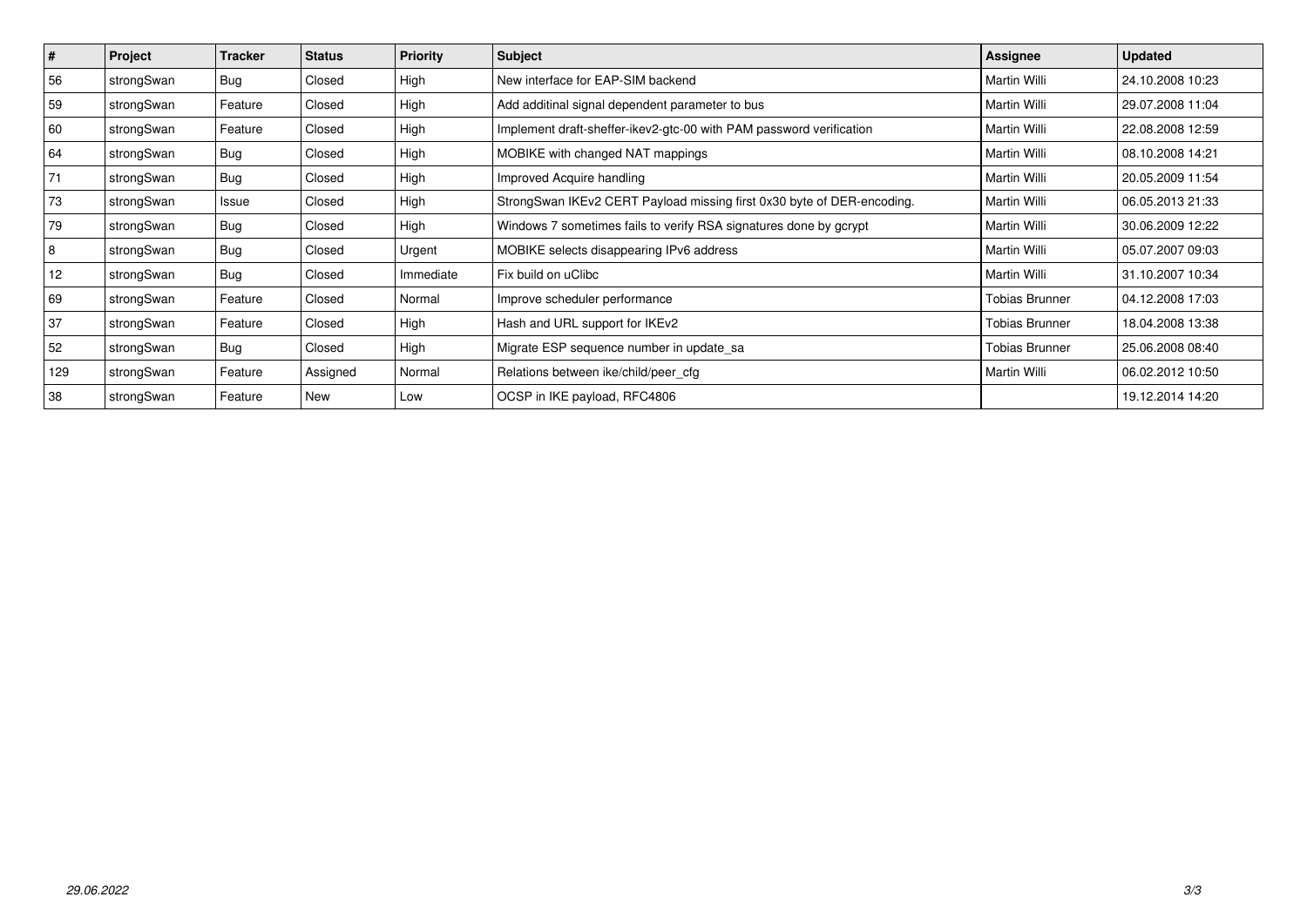| # | Project | Tracker | Status | Priority | Subject | Assignee | Updated |
|---|---|---|---|---|---|---|---|
| 56 | strongSwan | Bug | Closed | High | New interface for EAP-SIM backend | Martin Willi | 24.10.2008 10:23 |
| 59 | strongSwan | Feature | Closed | High | Add additinal signal dependent parameter to bus | Martin Willi | 29.07.2008 11:04 |
| 60 | strongSwan | Feature | Closed | High | Implement draft-sheffer-ikev2-gtc-00 with PAM password verification | Martin Willi | 22.08.2008 12:59 |
| 64 | strongSwan | Bug | Closed | High | MOBIKE with changed NAT mappings | Martin Willi | 08.10.2008 14:21 |
| 71 | strongSwan | Bug | Closed | High | Improved Acquire handling | Martin Willi | 20.05.2009 11:54 |
| 73 | strongSwan | Issue | Closed | High | StrongSwan IKEv2 CERT Payload missing first 0x30 byte of DER-encoding. | Martin Willi | 06.05.2013 21:33 |
| 79 | strongSwan | Bug | Closed | High | Windows 7 sometimes fails to verify RSA signatures done by gcrypt | Martin Willi | 30.06.2009 12:22 |
| 8 | strongSwan | Bug | Closed | Urgent | MOBIKE selects disappearing IPv6 address | Martin Willi | 05.07.2007 09:03 |
| 12 | strongSwan | Bug | Closed | Immediate | Fix build on uClibc | Martin Willi | 31.10.2007 10:34 |
| 69 | strongSwan | Feature | Closed | Normal | Improve scheduler performance | Tobias Brunner | 04.12.2008 17:03 |
| 37 | strongSwan | Feature | Closed | High | Hash and URL support for IKEv2 | Tobias Brunner | 18.04.2008 13:38 |
| 52 | strongSwan | Bug | Closed | High | Migrate ESP sequence number in update_sa | Tobias Brunner | 25.06.2008 08:40 |
| 129 | strongSwan | Feature | Assigned | Normal | Relations between ike/child/peer_cfg | Martin Willi | 06.02.2012 10:50 |
| 38 | strongSwan | Feature | New | Low | OCSP in IKE payload, RFC4806 | | 19.12.2014 14:20 |